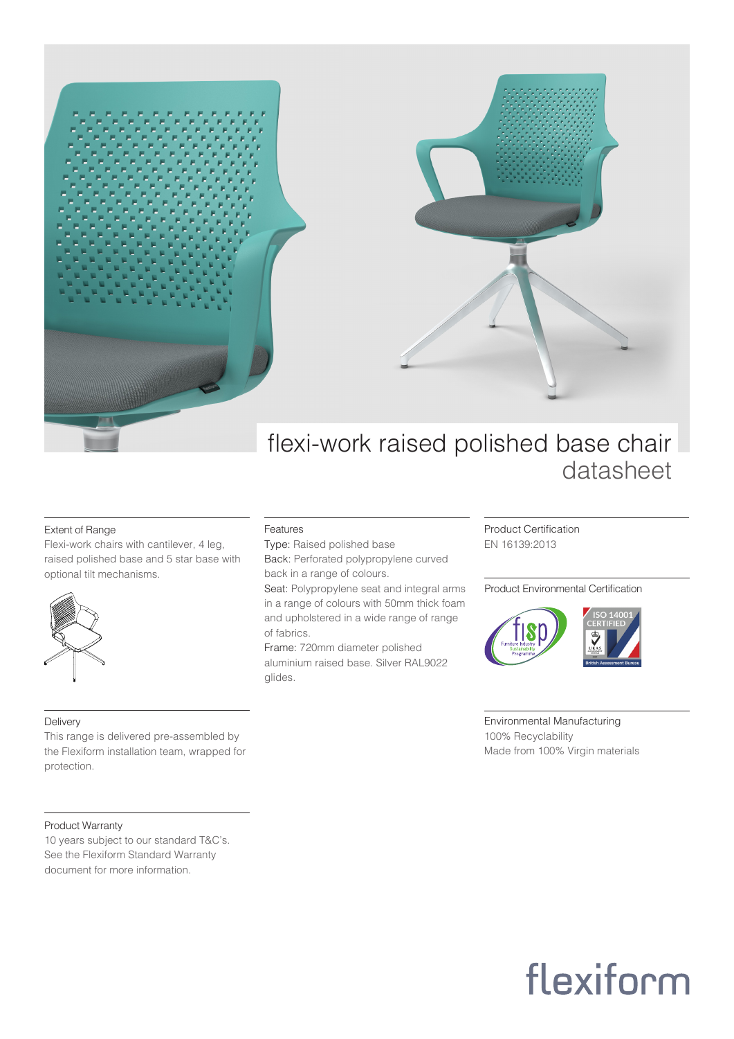# flexi-work raised polished base chair

## datasheet

### Extent of Range

Flexi-work chairs with cantilever, 4 leg, raised polished base and 5 star base with optional tilt mechanisms.

### Delivery

This range is delivered pre-assembled by the Flexiform installation team, wrapped for protection.

### Product Warranty

10 years subject to our standard T&C's. See the Flexiform Standard Warranty document for more information.

### Features

Type: Raised polished base

Back: Perforated polypropylene curved back in a range of colours.

Seat: Polypropylene seat and integral arms in a range of colours with 50mm thick foam and upholstered in a wide range of range of fabrics.

Frame: 720mm diameter polished aluminium raised base. Silver RAL9022 glides.

### Product Certification

EN 16139:2013

### Product Environmental Certification

fisp Furniture Industry Sustainability Programme

ISO 14001 CERTIFIED

UKAS

British Assessment Bureau

### Environmental Manufacturing

100% Recyclability

Made from 100% Virgin materials

flexiform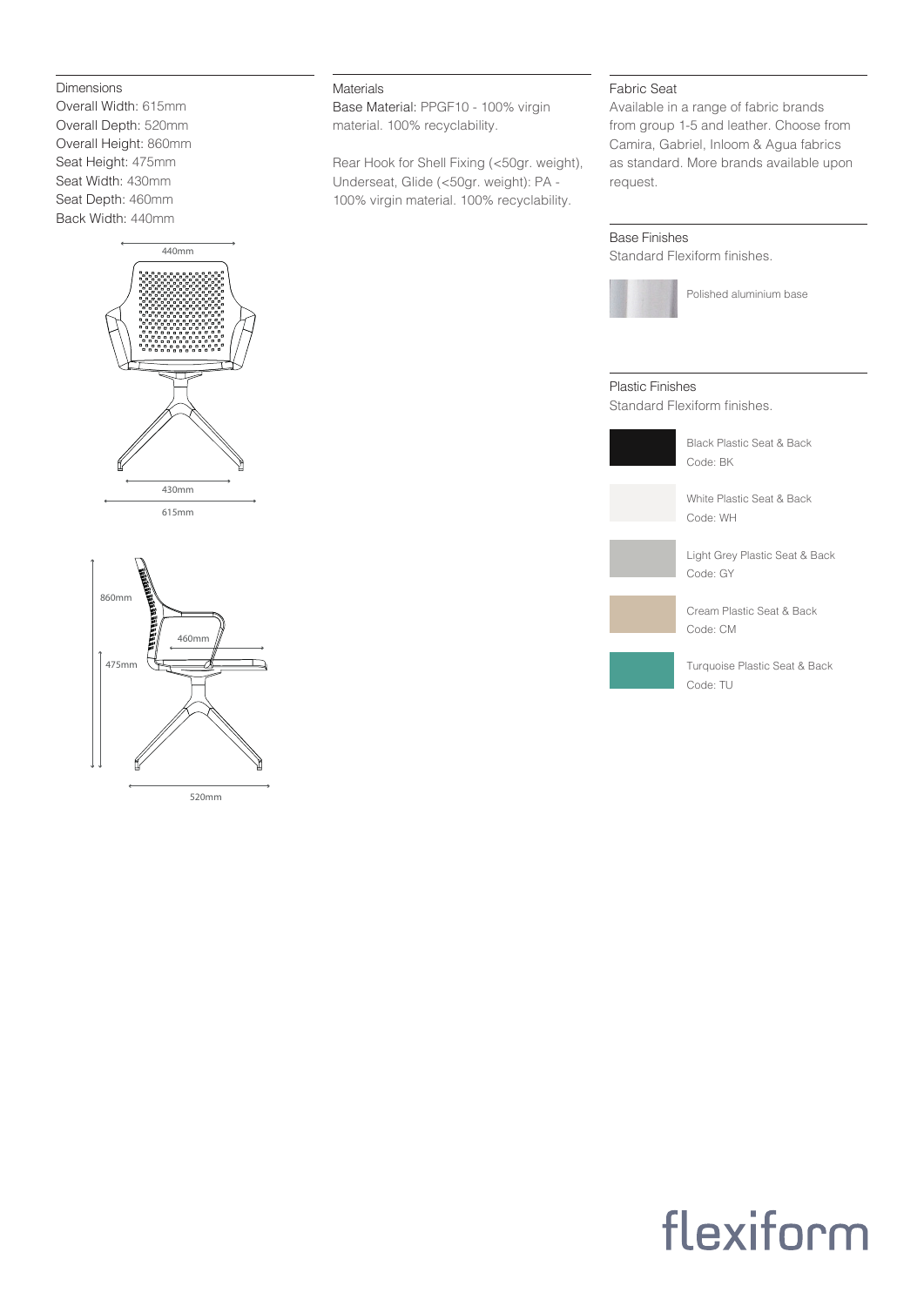## Dimensions

Overall Width: 615mm
Overall Depth: 520mm
Overall Height: 860mm
Seat Height: 475mm
Seat Width: 430mm
Seat Depth: 460mm
Back Width: 440mm

440mm
430mm
615mm

860mm
460mm
475mm
520mm

## Materials

Base Material: PPGF10 - 100% virgin material. 100% recyclability.

Rear Hook for Shell Fixing (<50gr. weight), Underseat, Glide (<50gr. weight): PA - 100% virgin material. 100% recyclability.

## Fabric Seat

Available in a range of fabric brands from group 1-5 and leather. Choose from Camira, Gabriel, Inloom & Agua fabrics as standard. More brands available upon request.

## Base Finishes

Standard Flexiform finishes.

Polished aluminium base

## Plastic Finishes

Standard Flexiform finishes.

Black Plastic Seat & Back
Code: BK

White Plastic Seat & Back
Code: WH

Light Grey Plastic Seat & Back
Code: GY

Cream Plastic Seat & Back
Code: CM

Turquoise Plastic Seat & Back
Code: TU

flexiform